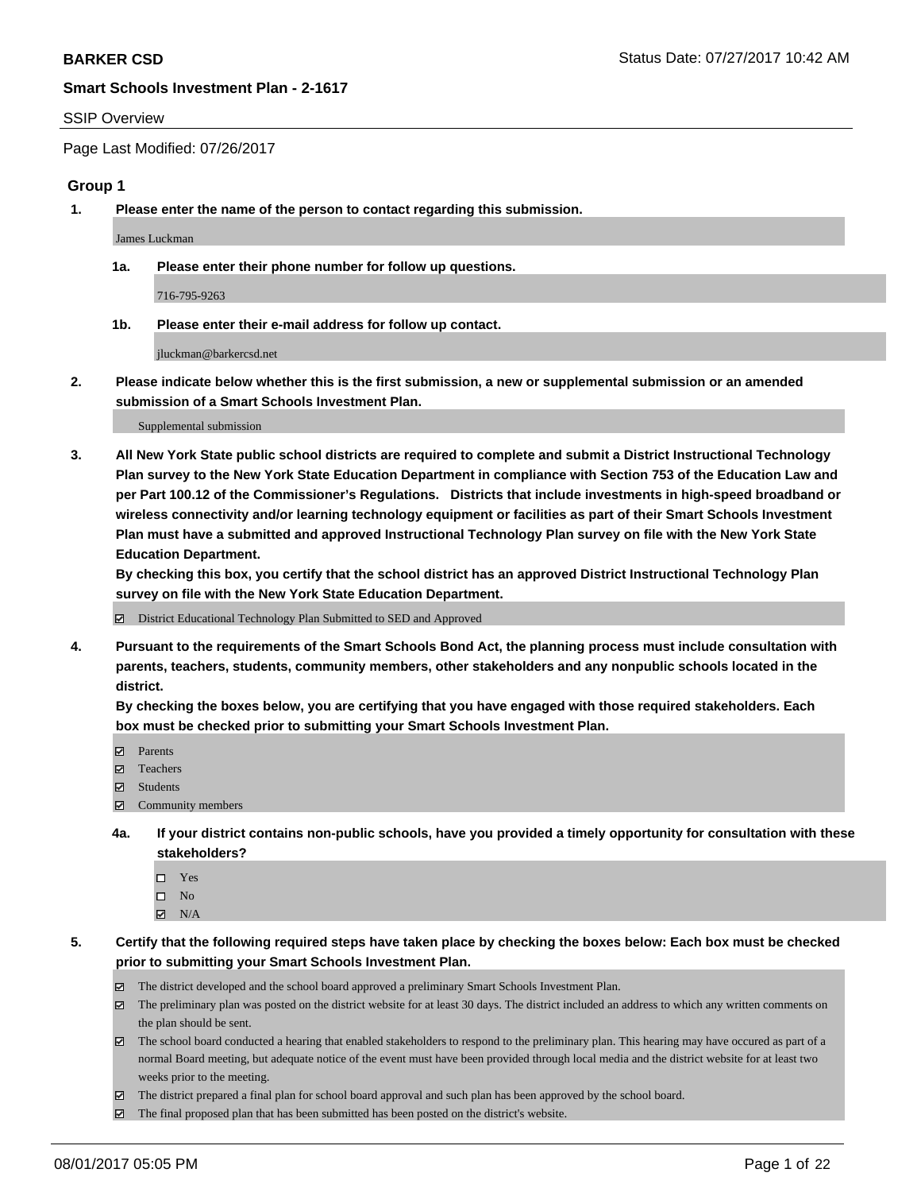**BARKER CSD** Status Date: 07/27/2017 10:42 AM

**Smart Schools Investment Plan - 2-1617**

SSIP Overview

Page Last Modified: 07/26/2017

## Group 1

**1. Please enter the name of the person to contact regarding this submission.**

James Luckman

**1a. Please enter their phone number for follow up questions.**

716-795-9263

**1b. Please enter their e-mail address for follow up contact.**

jluckman@barkercsd.net

**2. Please indicate below whether this is the first submission, a new or supplemental submission or an amended submission of a Smart Schools Investment Plan.**

Supplemental submission

**3. All New York State public school districts are required to complete and submit a District Instructional Technology Plan survey to the New York State Education Department in compliance with Section 753 of the Education Law and per Part 100.12 of the Commissioner's Regulations. Districts that include investments in high-speed broadband or wireless connectivity and/or learning technology equipment or facilities as part of their Smart Schools Investment Plan must have a submitted and approved Instructional Technology Plan survey on file with the New York State Education Department.**
**By checking this box, you certify that the school district has an approved District Instructional Technology Plan survey on file with the New York State Education Department.**

☑ District Educational Technology Plan Submitted to SED and Approved

**4. Pursuant to the requirements of the Smart Schools Bond Act, the planning process must include consultation with parents, teachers, students, community members, other stakeholders and any nonpublic schools located in the district.**
**By checking the boxes below, you are certifying that you have engaged with those required stakeholders. Each box must be checked prior to submitting your Smart Schools Investment Plan.**

☑ Parents
☑ Teachers
☑ Students
☑ Community members

**4a. If your district contains non-public schools, have you provided a timely opportunity for consultation with these stakeholders?**

☐ Yes
☐ No
☑ N/A

**5. Certify that the following required steps have taken place by checking the boxes below: Each box must be checked prior to submitting your Smart Schools Investment Plan.**

☑ The district developed and the school board approved a preliminary Smart Schools Investment Plan.
☑ The preliminary plan was posted on the district website for at least 30 days. The district included an address to which any written comments on the plan should be sent.
☑ The school board conducted a hearing that enabled stakeholders to respond to the preliminary plan. This hearing may have occured as part of a normal Board meeting, but adequate notice of the event must have been provided through local media and the district website for at least two weeks prior to the meeting.
☑ The district prepared a final plan for school board approval and such plan has been approved by the school board.
☑ The final proposed plan that has been submitted has been posted on the district's website.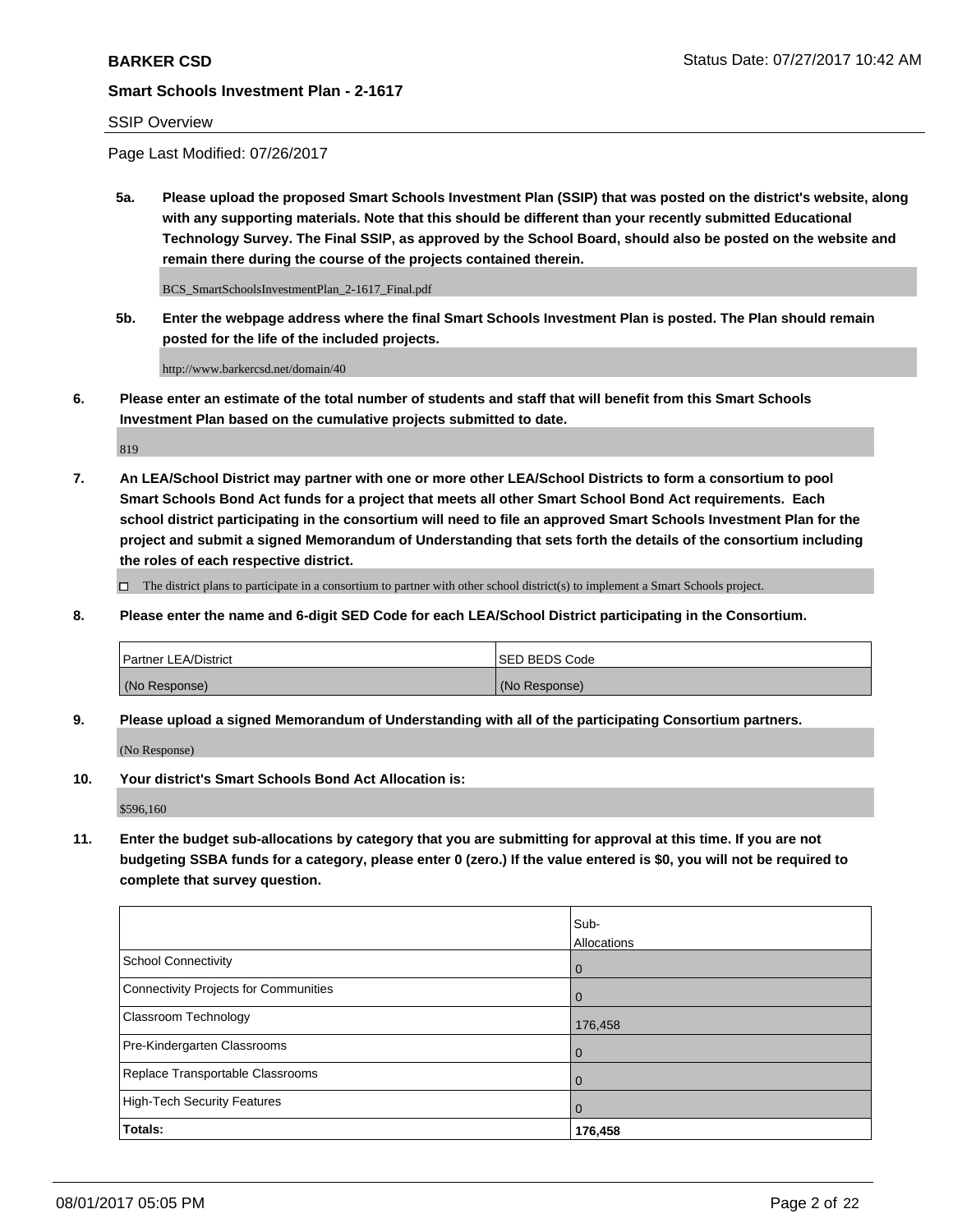SSIP Overview

Page Last Modified: 07/26/2017

**5a. Please upload the proposed Smart Schools Investment Plan (SSIP) that was posted on the district's website, along with any supporting materials. Note that this should be different than your recently submitted Educational Technology Survey. The Final SSIP, as approved by the School Board, should also be posted on the website and remain there during the course of the projects contained therein.**

BCS_SmartSchoolsInvestmentPlan_2-1617_Final.pdf

**5b. Enter the webpage address where the final Smart Schools Investment Plan is posted. The Plan should remain posted for the life of the included projects.**

http://www.barkercsd.net/domain/40

**6. Please enter an estimate of the total number of students and staff that will benefit from this Smart Schools Investment Plan based on the cumulative projects submitted to date.**

819

**7. An LEA/School District may partner with one or more other LEA/School Districts to form a consortium to pool Smart Schools Bond Act funds for a project that meets all other Smart School Bond Act requirements. Each school district participating in the consortium will need to file an approved Smart Schools Investment Plan for the project and submit a signed Memorandum of Understanding that sets forth the details of the consortium including the roles of each respective district.**

☐ The district plans to participate in a consortium to partner with other school district(s) to implement a Smart Schools project.

**8. Please enter the name and 6-digit SED Code for each LEA/School District participating in the Consortium.**

| Partner LEA/District | SED BEDS Code |
|---|---|
| (No Response) | (No Response) |

**9. Please upload a signed Memorandum of Understanding with all of the participating Consortium partners.**

(No Response)

**10. Your district's Smart Schools Bond Act Allocation is:**

$596,160

**11. Enter the budget sub-allocations by category that you are submitting for approval at this time. If you are not budgeting SSBA funds for a category, please enter 0 (zero.) If the value entered is $0, you will not be required to complete that survey question.**

| | Sub-Allocations |
|---|---|
| School Connectivity | 0 |
| Connectivity Projects for Communities | 0 |
| Classroom Technology | 176,458 |
| Pre-Kindergarten Classrooms | 0 |
| Replace Transportable Classrooms | 0 |
| High-Tech Security Features | 0 |
| **Totals:** | **176,458** |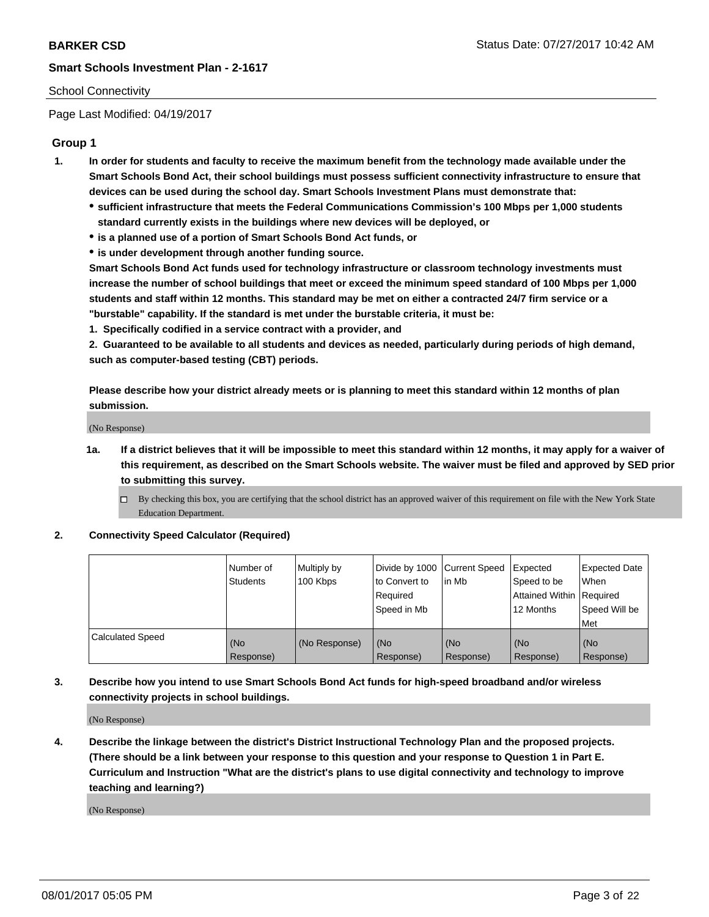School Connectivity

Page Last Modified: 04/19/2017

## Group 1

1. **In order for students and faculty to receive the maximum benefit from the technology made available under the Smart Schools Bond Act, their school buildings must possess sufficient connectivity infrastructure to ensure that devices can be used during the school day. Smart Schools Investment Plans must demonstrate that:**
   - **sufficient infrastructure that meets the Federal Communications Commission's 100 Mbps per 1,000 students standard currently exists in the buildings where new devices will be deployed, or**
   - **is a planned use of a portion of Smart Schools Bond Act funds, or**
   - **is under development through another funding source.**

   **Smart Schools Bond Act funds used for technology infrastructure or classroom technology investments must increase the number of school buildings that meet or exceed the minimum speed standard of 100 Mbps per 1,000 students and staff within 12 months. This standard may be met on either a contracted 24/7 firm service or a "burstable" capability. If the standard is met under the burstable criteria, it must be:**

   **1. Specifically codified in a service contract with a provider, and**

   **2. Guaranteed to be available to all students and devices as needed, particularly during periods of high demand, such as computer-based testing (CBT) periods.**

   **Please describe how your district already meets or is planning to meet this standard within 12 months of plan submission.**

   (No Response)

   1a. **If a district believes that it will be impossible to meet this standard within 12 months, it may apply for a waiver of this requirement, as described on the Smart Schools website. The waiver must be filed and approved by SED prior to submitting this survey.**

   - ☐ By checking this box, you are certifying that the school district has an approved waiver of this requirement on file with the New York State Education Department.

2. **Connectivity Speed Calculator (Required)**

| | Number of Students | Multiply by 100 Kbps | Divide by 1000 to Convert to Required Speed in Mb | Current Speed in Mb | Expected Speed to be Attained Within 12 Months | Expected Date When Required Speed Will be Met |
|---|---|---|---|---|---|---|
| Calculated Speed | (No Response) | (No Response) | (No Response) | (No Response) | (No Response) | (No Response) |

3. **Describe how you intend to use Smart Schools Bond Act funds for high-speed broadband and/or wireless connectivity projects in school buildings.**

   (No Response)

4. **Describe the linkage between the district's District Instructional Technology Plan and the proposed projects. (There should be a link between your response to this question and your response to Question 1 in Part E. Curriculum and Instruction "What are the district's plans to use digital connectivity and technology to improve teaching and learning?)**

   (No Response)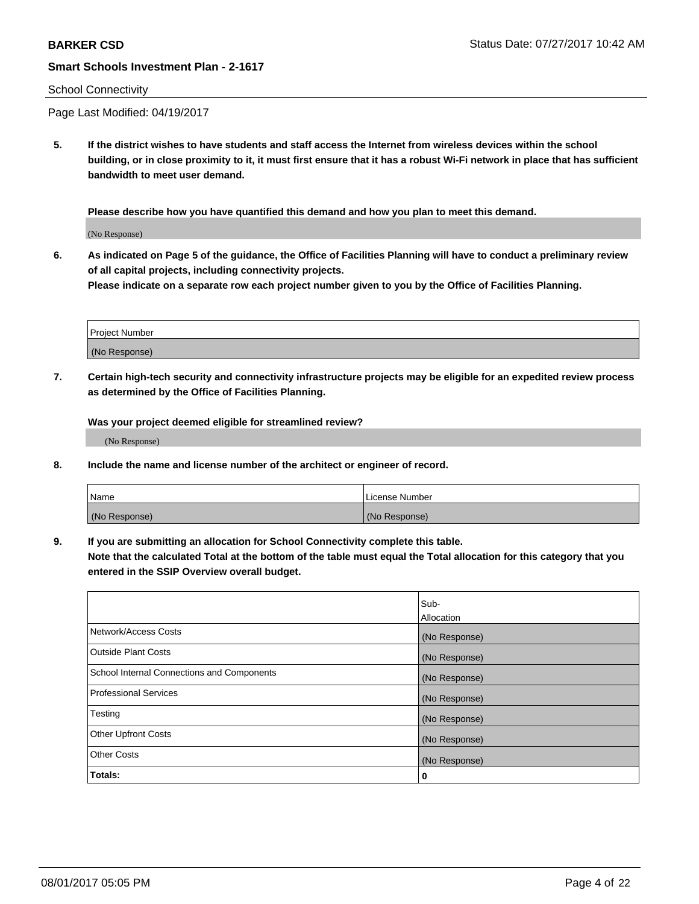School Connectivity

Page Last Modified: 04/19/2017

**5. If the district wishes to have students and staff access the Internet from wireless devices within the school building, or in close proximity to it, it must first ensure that it has a robust Wi-Fi network in place that has sufficient bandwidth to meet user demand.**

**Please describe how you have quantified this demand and how you plan to meet this demand.**

(No Response)

**6. As indicated on Page 5 of the guidance, the Office of Facilities Planning will have to conduct a preliminary review of all capital projects, including connectivity projects.**
**Please indicate on a separate row each project number given to you by the Office of Facilities Planning.**

| Project Number |
| --- |
| (No Response) |

**7. Certain high-tech security and connectivity infrastructure projects may be eligible for an expedited review process as determined by the Office of Facilities Planning.**

**Was your project deemed eligible for streamlined review?**

(No Response)

**8. Include the name and license number of the architect or engineer of record.**

| Name | License Number |
| --- | --- |
| (No Response) | (No Response) |

**9. If you are submitting an allocation for School Connectivity complete this table.**
**Note that the calculated Total at the bottom of the table must equal the Total allocation for this category that you entered in the SSIP Overview overall budget.**

| | Sub-Allocation |
| --- | --- |
| Network/Access Costs | (No Response) |
| Outside Plant Costs | (No Response) |
| School Internal Connections and Components | (No Response) |
| Professional Services | (No Response) |
| Testing | (No Response) |
| Other Upfront Costs | (No Response) |
| Other Costs | (No Response) |
| **Totals:** | **0** |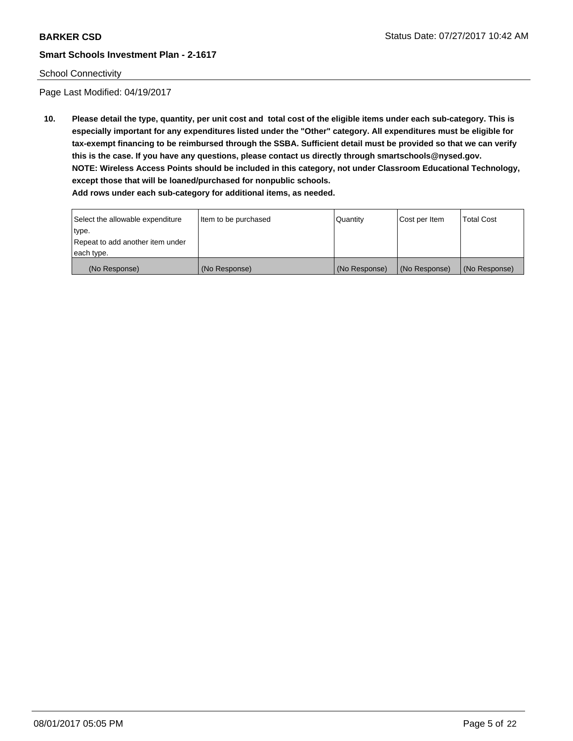School Connectivity

Page Last Modified: 04/19/2017

**10. Please detail the type, quantity, per unit cost and total cost of the eligible items under each sub-category. This is especially important for any expenditures listed under the "Other" category. All expenditures must be eligible for tax-exempt financing to be reimbursed through the SSBA. Sufficient detail must be provided so that we can verify this is the case. If you have any questions, please contact us directly through smartschools@nysed.gov.**
**NOTE: Wireless Access Points should be included in this category, not under Classroom Educational Technology, except those that will be loaned/purchased for nonpublic schools.**
**Add rows under each sub-category for additional items, as needed.**

| Select the allowable expenditure type. Repeat to add another item under each type. | Item to be purchased | Quantity | Cost per Item | Total Cost |
|---|---|---|---|---|
| (No Response) | (No Response) | (No Response) | (No Response) | (No Response) |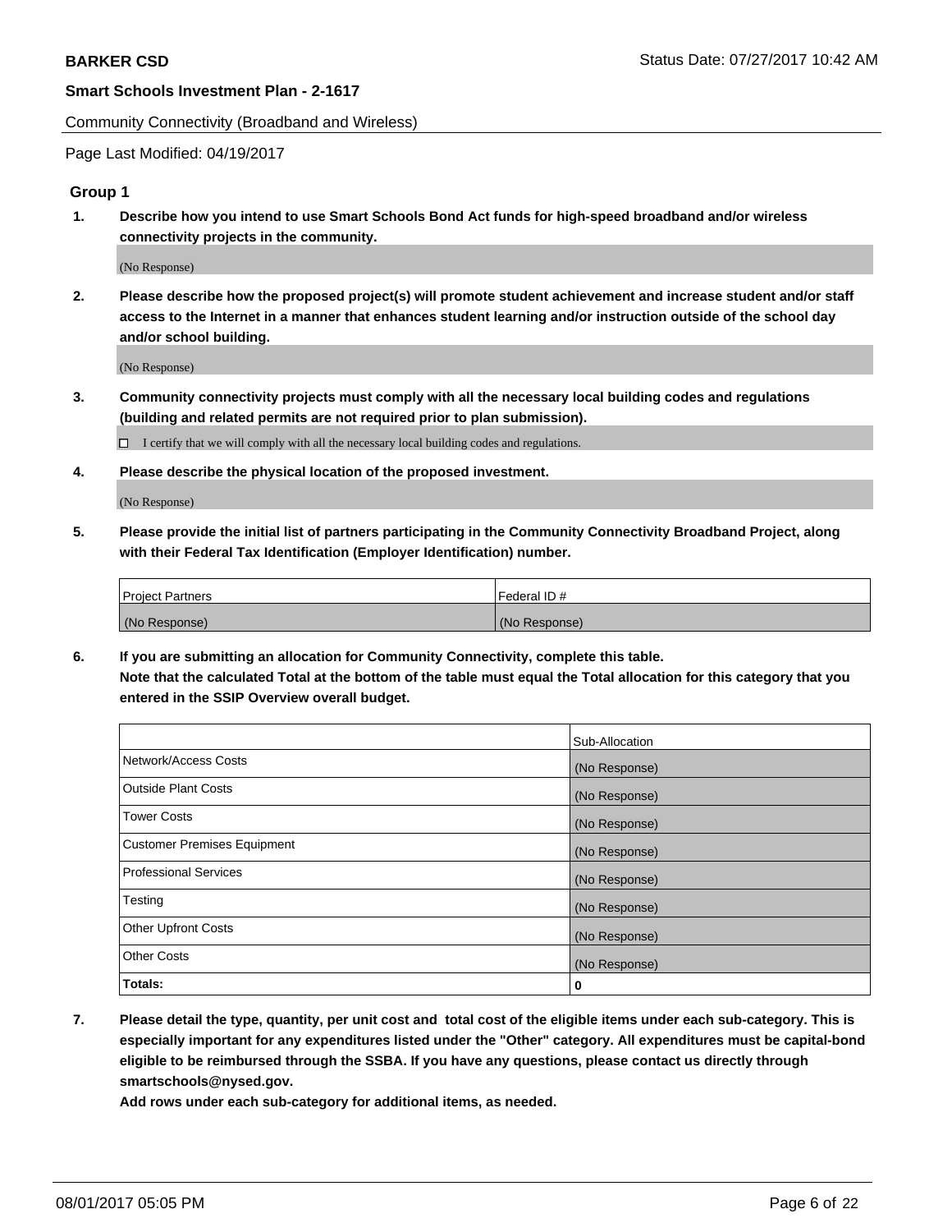**BARKER CSD** Status Date: 07/27/2017 10:42 AM

**Smart Schools Investment Plan - 2-1617**

Community Connectivity (Broadband and Wireless)

Page Last Modified: 04/19/2017

### Group 1

**1. Describe how you intend to use Smart Schools Bond Act funds for high-speed broadband and/or wireless connectivity projects in the community.**

(No Response)

**2. Please describe how the proposed project(s) will promote student achievement and increase student and/or staff access to the Internet in a manner that enhances student learning and/or instruction outside of the school day and/or school building.**

(No Response)

**3. Community connectivity projects must comply with all the necessary local building codes and regulations (building and related permits are not required prior to plan submission).**

☐ I certify that we will comply with all the necessary local building codes and regulations.

**4. Please describe the physical location of the proposed investment.**

(No Response)

**5. Please provide the initial list of partners participating in the Community Connectivity Broadband Project, along with their Federal Tax Identification (Employer Identification) number.**

| Project Partners | Federal ID # |
|---|---|
| (No Response) | (No Response) |

**6. If you are submitting an allocation for Community Connectivity, complete this table. Note that the calculated Total at the bottom of the table must equal the Total allocation for this category that you entered in the SSIP Overview overall budget.**

| | Sub-Allocation |
|---|---|
| Network/Access Costs | (No Response) |
| Outside Plant Costs | (No Response) |
| Tower Costs | (No Response) |
| Customer Premises Equipment | (No Response) |
| Professional Services | (No Response) |
| Testing | (No Response) |
| Other Upfront Costs | (No Response) |
| Other Costs | (No Response) |
| **Totals:** | **0** |

**7. Please detail the type, quantity, per unit cost and total cost of the eligible items under each sub-category. This is especially important for any expenditures listed under the "Other" category. All expenditures must be capital-bond eligible to be reimbursed through the SSBA. If you have any questions, please contact us directly through smartschools@nysed.gov.**

**Add rows under each sub-category for additional items, as needed.**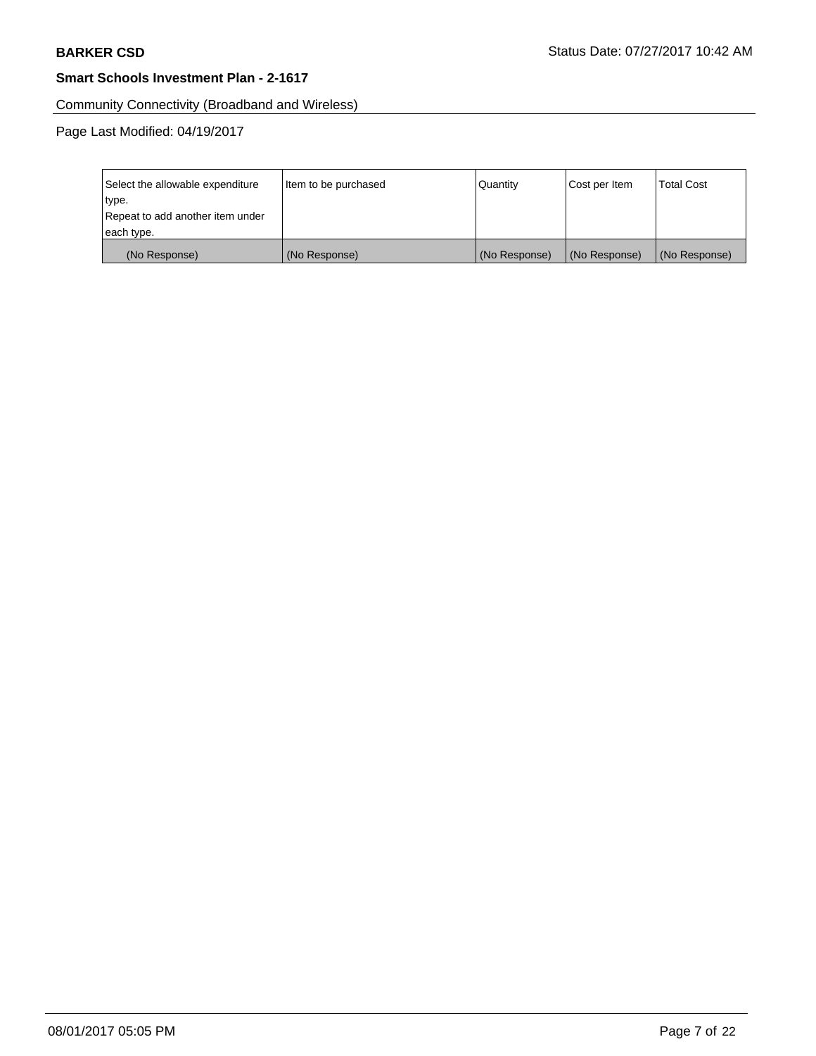Community Connectivity (Broadband and Wireless)

Page Last Modified: 04/19/2017

| Select the allowable expenditure type. Repeat to add another item under each type. | Item to be purchased | Quantity | Cost per Item | Total Cost |
|---|---|---|---|---|
| (No Response) | (No Response) | (No Response) | (No Response) | (No Response) |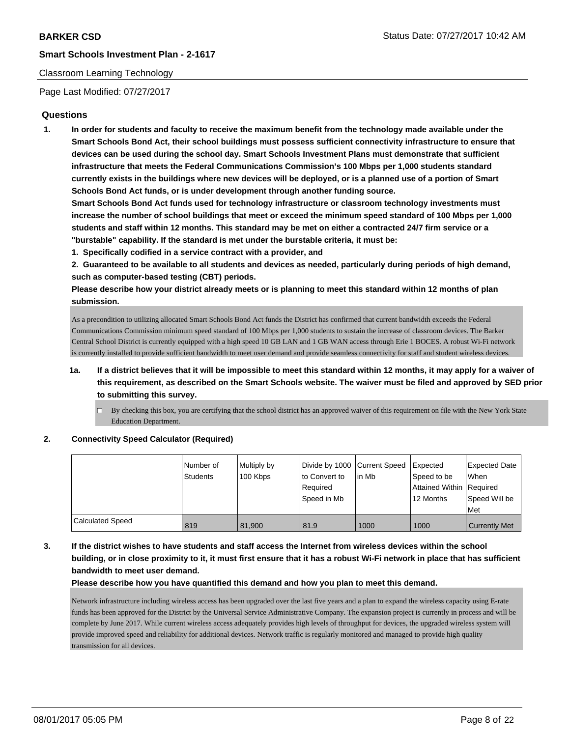Classroom Learning Technology

Page Last Modified: 07/27/2017

## Questions

1. **In order for students and faculty to receive the maximum benefit from the technology made available under the Smart Schools Bond Act, their school buildings must possess sufficient connectivity infrastructure to ensure that devices can be used during the school day. Smart Schools Investment Plans must demonstrate that sufficient infrastructure that meets the Federal Communications Commission's 100 Mbps per 1,000 students standard currently exists in the buildings where new devices will be deployed, or is a planned use of a portion of Smart Schools Bond Act funds, or is under development through another funding source.**

   **Smart Schools Bond Act funds used for technology infrastructure or classroom technology investments must increase the number of school buildings that meet or exceed the minimum speed standard of 100 Mbps per 1,000 students and staff within 12 months. This standard may be met on either a contracted 24/7 firm service or a "burstable" capability. If the standard is met under the burstable criteria, it must be:**

   **1. Specifically codified in a service contract with a provider, and**

   **2. Guaranteed to be available to all students and devices as needed, particularly during periods of high demand, such as computer-based testing (CBT) periods.**

   **Please describe how your district already meets or is planning to meet this standard within 12 months of plan submission.**

   As a precondition to utilizing allocated Smart Schools Bond Act funds the District has confirmed that current bandwidth exceeds the Federal Communications Commission minimum speed standard of 100 Mbps per 1,000 students to sustain the increase of classroom devices. The Barker Central School District is currently equipped with a high speed 10 GB LAN and 1 GB WAN access through Erie 1 BOCES. A robust Wi-Fi network is currently installed to provide sufficient bandwidth to meet user demand and provide seamless connectivity for staff and student wireless devices.

   1a. **If a district believes that it will be impossible to meet this standard within 12 months, it may apply for a waiver of this requirement, as described on the Smart Schools website. The waiver must be filed and approved by SED prior to submitting this survey.**

   ☐ By checking this box, you are certifying that the school district has an approved waiver of this requirement on file with the New York State Education Department.

2. **Connectivity Speed Calculator (Required)**

| | Number of Students | Multiply by 100 Kbps | Divide by 1000 to Convert to Required Speed in Mb | Current Speed in Mb | Expected Speed to be Attained Within 12 Months | Expected Date When Required Speed Will be Met |
|---|---|---|---|---|---|---|
| Calculated Speed | 819 | 81,900 | 81.9 | 1000 | 1000 | Currently Met |

3. **If the district wishes to have students and staff access the Internet from wireless devices within the school building, or in close proximity to it, it must first ensure that it has a robust Wi-Fi network in place that has sufficient bandwidth to meet user demand.**

   **Please describe how you have quantified this demand and how you plan to meet this demand.**

   Network infrastructure including wireless access has been upgraded over the last five years and a plan to expand the wireless capacity using E-rate funds has been approved for the District by the Universal Service Administrative Company. The expansion project is currently in process and will be complete by June 2017. While current wireless access adequately provides high levels of throughput for devices, the upgraded wireless system will provide improved speed and reliability for additional devices. Network traffic is regularly monitored and managed to provide high quality transmission for all devices.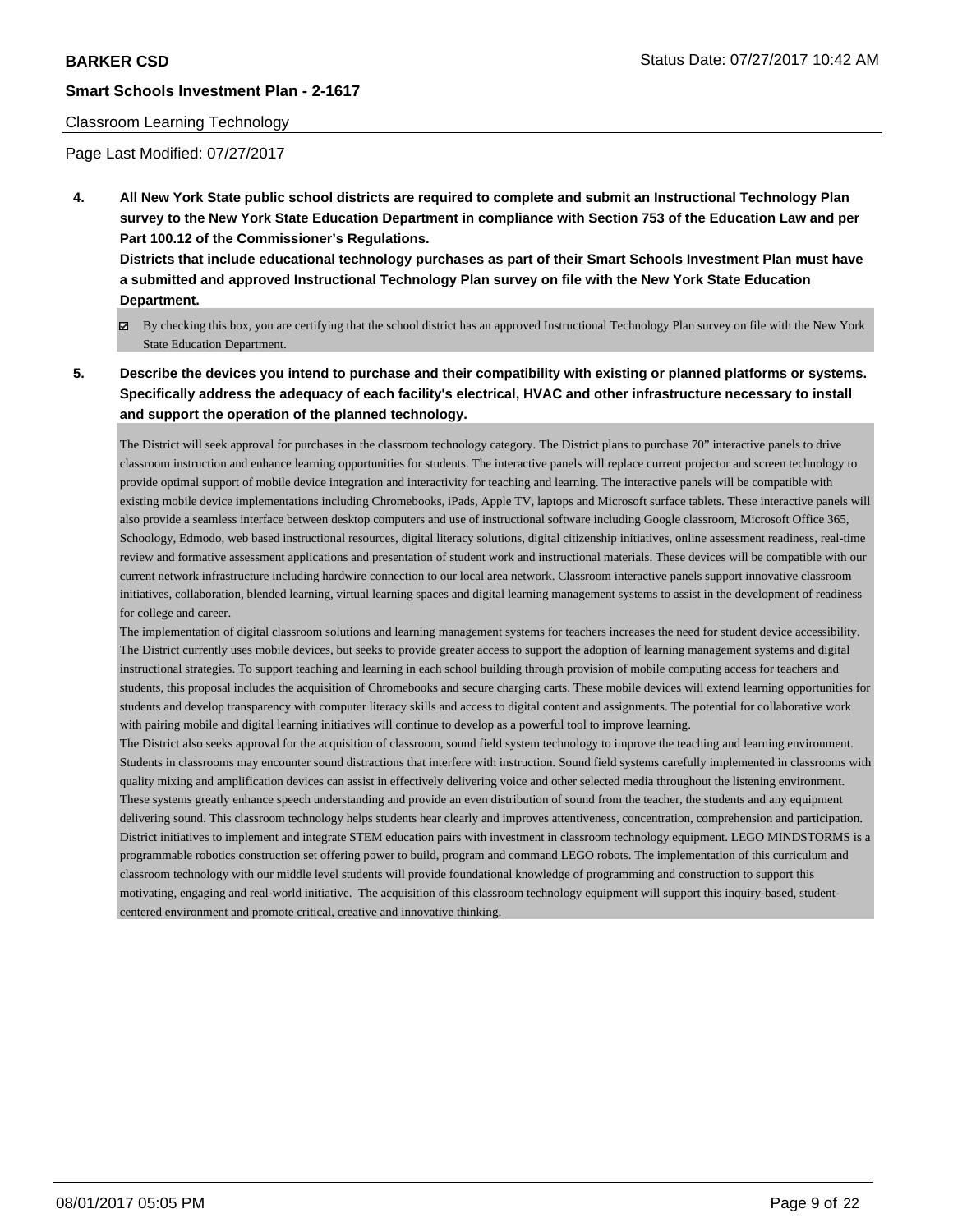Classroom Learning Technology

Page Last Modified: 07/27/2017

**4. All New York State public school districts are required to complete and submit an Instructional Technology Plan survey to the New York State Education Department in compliance with Section 753 of the Education Law and per Part 100.12 of the Commissioner's Regulations.**

**Districts that include educational technology purchases as part of their Smart Schools Investment Plan must have a submitted and approved Instructional Technology Plan survey on file with the New York State Education Department.**

☑ By checking this box, you are certifying that the school district has an approved Instructional Technology Plan survey on file with the New York State Education Department.

**5. Describe the devices you intend to purchase and their compatibility with existing or planned platforms or systems. Specifically address the adequacy of each facility's electrical, HVAC and other infrastructure necessary to install and support the operation of the planned technology.**

The District will seek approval for purchases in the classroom technology category. The District plans to purchase 70" interactive panels to drive classroom instruction and enhance learning opportunities for students. The interactive panels will replace current projector and screen technology to provide optimal support of mobile device integration and interactivity for teaching and learning. The interactive panels will be compatible with existing mobile device implementations including Chromebooks, iPads, Apple TV, laptops and Microsoft surface tablets. These interactive panels will also provide a seamless interface between desktop computers and use of instructional software including Google classroom, Microsoft Office 365, Schoology, Edmodo, web based instructional resources, digital literacy solutions, digital citizenship initiatives, online assessment readiness, real-time review and formative assessment applications and presentation of student work and instructional materials. These devices will be compatible with our current network infrastructure including hardwire connection to our local area network. Classroom interactive panels support innovative classroom initiatives, collaboration, blended learning, virtual learning spaces and digital learning management systems to assist in the development of readiness for college and career.

The implementation of digital classroom solutions and learning management systems for teachers increases the need for student device accessibility. The District currently uses mobile devices, but seeks to provide greater access to support the adoption of learning management systems and digital instructional strategies. To support teaching and learning in each school building through provision of mobile computing access for teachers and students, this proposal includes the acquisition of Chromebooks and secure charging carts. These mobile devices will extend learning opportunities for students and develop transparency with computer literacy skills and access to digital content and assignments. The potential for collaborative work with pairing mobile and digital learning initiatives will continue to develop as a powerful tool to improve learning.

The District also seeks approval for the acquisition of classroom, sound field system technology to improve the teaching and learning environment. Students in classrooms may encounter sound distractions that interfere with instruction. Sound field systems carefully implemented in classrooms with quality mixing and amplification devices can assist in effectively delivering voice and other selected media throughout the listening environment. These systems greatly enhance speech understanding and provide an even distribution of sound from the teacher, the students and any equipment delivering sound. This classroom technology helps students hear clearly and improves attentiveness, concentration, comprehension and participation. District initiatives to implement and integrate STEM education pairs with investment in classroom technology equipment. LEGO MINDSTORMS is a programmable robotics construction set offering power to build, program and command LEGO robots. The implementation of this curriculum and classroom technology with our middle level students will provide foundational knowledge of programming and construction to support this motivating, engaging and real-world initiative. The acquisition of this classroom technology equipment will support this inquiry-based, student-centered environment and promote critical, creative and innovative thinking.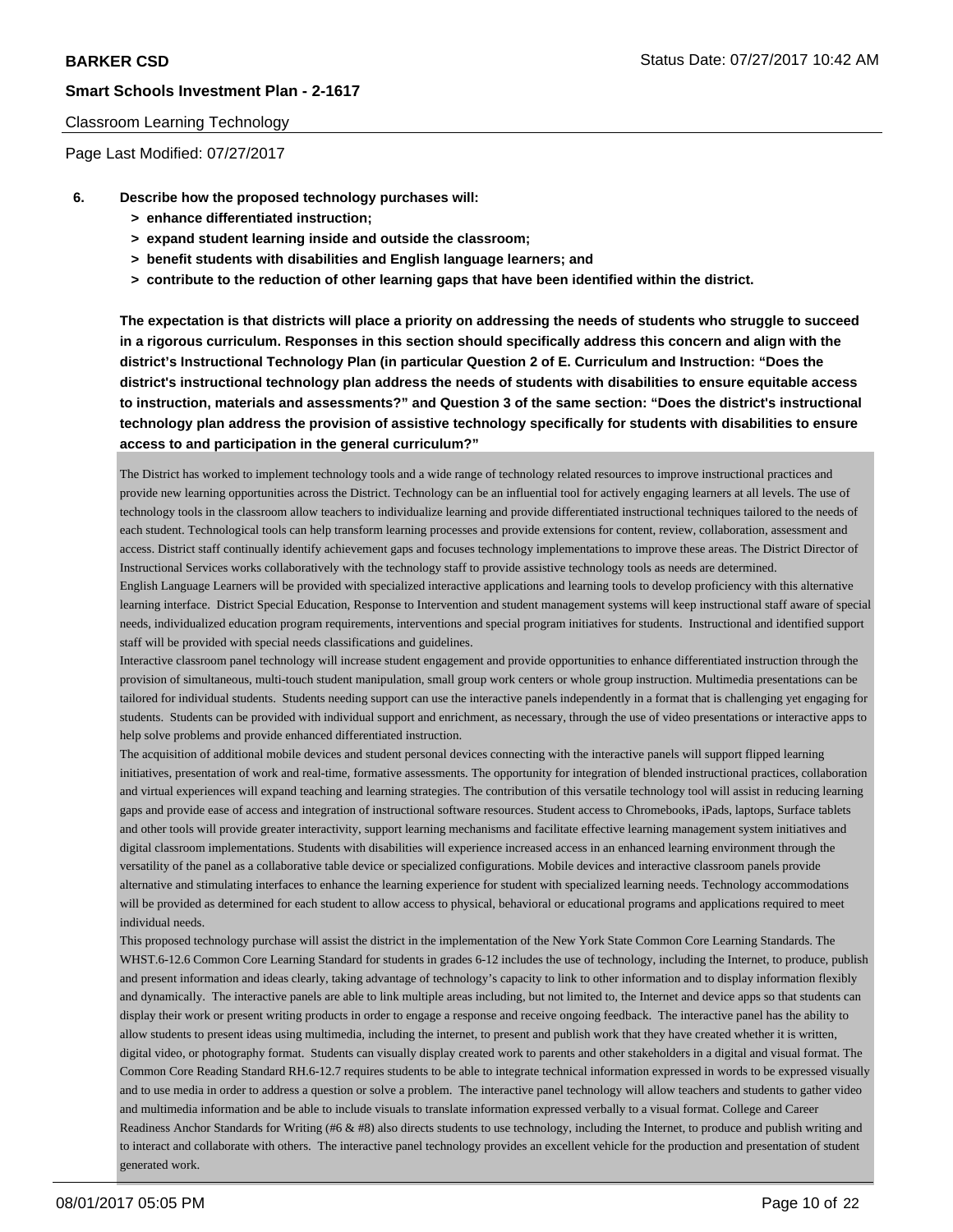Classroom Learning Technology

Page Last Modified: 07/27/2017

**6. Describe how the proposed technology purchases will:**

- **> enhance differentiated instruction;**
- **> expand student learning inside and outside the classroom;**
- **> benefit students with disabilities and English language learners; and**
- **> contribute to the reduction of other learning gaps that have been identified within the district.**

**The expectation is that districts will place a priority on addressing the needs of students who struggle to succeed in a rigorous curriculum. Responses in this section should specifically address this concern and align with the district's Instructional Technology Plan (in particular Question 2 of E. Curriculum and Instruction: "Does the district's instructional technology plan address the needs of students with disabilities to ensure equitable access to instruction, materials and assessments?" and Question 3 of the same section: "Does the district's instructional technology plan address the provision of assistive technology specifically for students with disabilities to ensure access to and participation in the general curriculum?"**

The District has worked to implement technology tools and a wide range of technology related resources to improve instructional practices and provide new learning opportunities across the District. Technology can be an influential tool for actively engaging learners at all levels. The use of technology tools in the classroom allow teachers to individualize learning and provide differentiated instructional techniques tailored to the needs of each student. Technological tools can help transform learning processes and provide extensions for content, review, collaboration, assessment and access. District staff continually identify achievement gaps and focuses technology implementations to improve these areas. The District Director of Instructional Services works collaboratively with the technology staff to provide assistive technology tools as needs are determined.

English Language Learners will be provided with specialized interactive applications and learning tools to develop proficiency with this alternative learning interface. District Special Education, Response to Intervention and student management systems will keep instructional staff aware of special needs, individualized education program requirements, interventions and special program initiatives for students. Instructional and identified support staff will be provided with special needs classifications and guidelines.

Interactive classroom panel technology will increase student engagement and provide opportunities to enhance differentiated instruction through the provision of simultaneous, multi-touch student manipulation, small group work centers or whole group instruction. Multimedia presentations can be tailored for individual students. Students needing support can use the interactive panels independently in a format that is challenging yet engaging for students. Students can be provided with individual support and enrichment, as necessary, through the use of video presentations or interactive apps to help solve problems and provide enhanced differentiated instruction.

The acquisition of additional mobile devices and student personal devices connecting with the interactive panels will support flipped learning initiatives, presentation of work and real-time, formative assessments. The opportunity for integration of blended instructional practices, collaboration and virtual experiences will expand teaching and learning strategies. The contribution of this versatile technology tool will assist in reducing learning gaps and provide ease of access and integration of instructional software resources. Student access to Chromebooks, iPads, laptops, Surface tablets and other tools will provide greater interactivity, support learning mechanisms and facilitate effective learning management system initiatives and digital classroom implementations. Students with disabilities will experience increased access in an enhanced learning environment through the versatility of the panel as a collaborative table device or specialized configurations. Mobile devices and interactive classroom panels provide alternative and stimulating interfaces to enhance the learning experience for student with specialized learning needs. Technology accommodations will be provided as determined for each student to allow access to physical, behavioral or educational programs and applications required to meet individual needs.

This proposed technology purchase will assist the district in the implementation of the New York State Common Core Learning Standards. The WHST.6-12.6 Common Core Learning Standard for students in grades 6-12 includes the use of technology, including the Internet, to produce, publish and present information and ideas clearly, taking advantage of technology's capacity to link to other information and to display information flexibly and dynamically. The interactive panels are able to link multiple areas including, but not limited to, the Internet and device apps so that students can display their work or present writing products in order to engage a response and receive ongoing feedback. The interactive panel has the ability to allow students to present ideas using multimedia, including the internet, to present and publish work that they have created whether it is written, digital video, or photography format. Students can visually display created work to parents and other stakeholders in a digital and visual format. The Common Core Reading Standard RH.6-12.7 requires students to be able to integrate technical information expressed in words to be expressed visually and to use media in order to address a question or solve a problem. The interactive panel technology will allow teachers and students to gather video and multimedia information and be able to include visuals to translate information expressed verbally to a visual format. College and Career Readiness Anchor Standards for Writing (#6 & #8) also directs students to use technology, including the Internet, to produce and publish writing and to interact and collaborate with others. The interactive panel technology provides an excellent vehicle for the production and presentation of student generated work.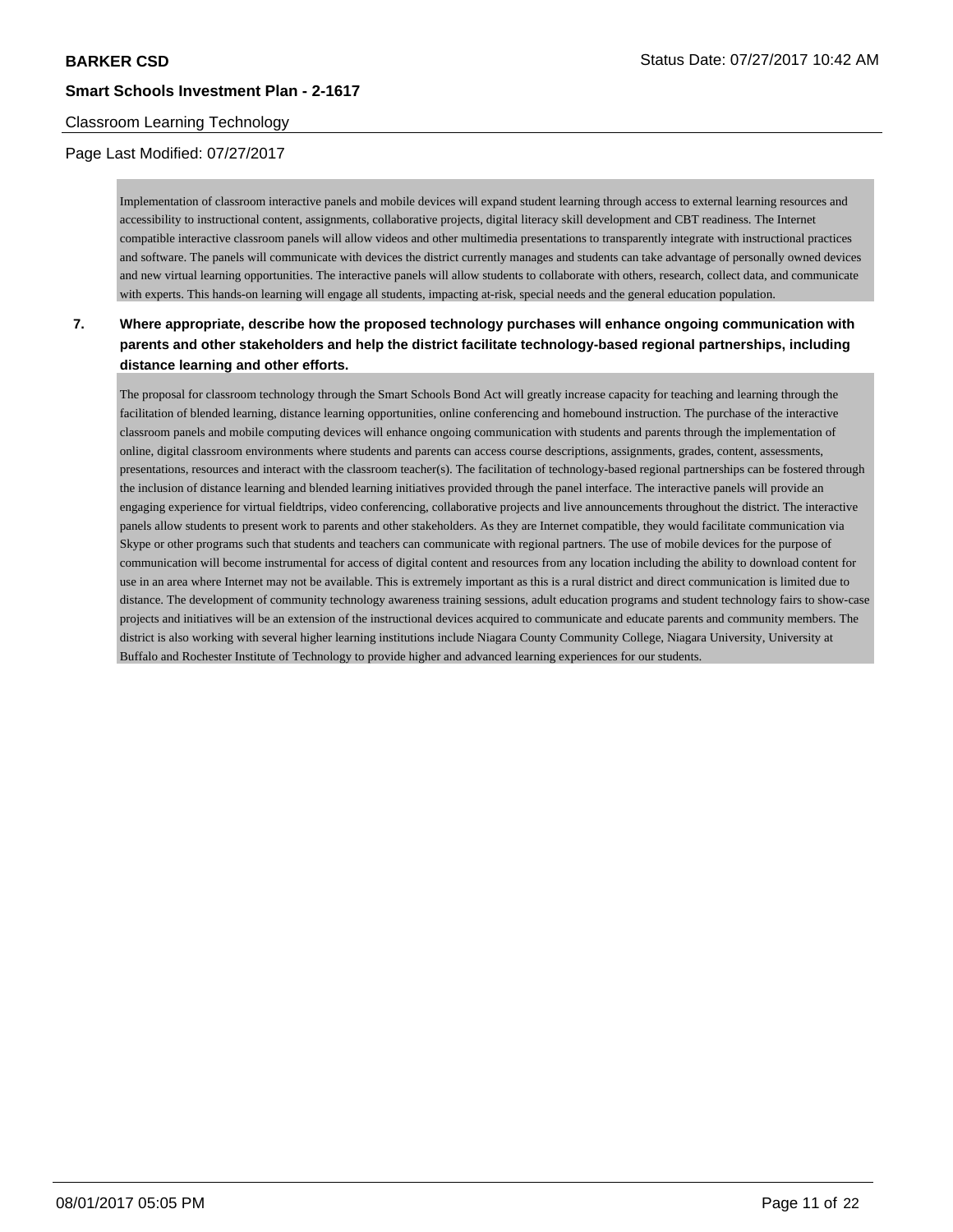Implementation of classroom interactive panels and mobile devices will expand student learning through access to external learning resources and accessibility to instructional content, assignments, collaborative projects, digital literacy skill development and CBT readiness. The Internet compatible interactive classroom panels will allow videos and other multimedia presentations to transparently integrate with instructional practices and software. The panels will communicate with devices the district currently manages and students can take advantage of personally owned devices and new virtual learning opportunities. The interactive panels will allow students to collaborate with others, research, collect data, and communicate with experts. This hands-on learning will engage all students, impacting at-risk, special needs and the general education population.

**7. Where appropriate, describe how the proposed technology purchases will enhance ongoing communication with parents and other stakeholders and help the district facilitate technology-based regional partnerships, including distance learning and other efforts.**

The proposal for classroom technology through the Smart Schools Bond Act will greatly increase capacity for teaching and learning through the facilitation of blended learning, distance learning opportunities, online conferencing and homebound instruction. The purchase of the interactive classroom panels and mobile computing devices will enhance ongoing communication with students and parents through the implementation of online, digital classroom environments where students and parents can access course descriptions, assignments, grades, content, assessments, presentations, resources and interact with the classroom teacher(s). The facilitation of technology-based regional partnerships can be fostered through the inclusion of distance learning and blended learning initiatives provided through the panel interface. The interactive panels will provide an engaging experience for virtual fieldtrips, video conferencing, collaborative projects and live announcements throughout the district. The interactive panels allow students to present work to parents and other stakeholders. As they are Internet compatible, they would facilitate communication via Skype or other programs such that students and teachers can communicate with regional partners. The use of mobile devices for the purpose of communication will become instrumental for access of digital content and resources from any location including the ability to download content for use in an area where Internet may not be available. This is extremely important as this is a rural district and direct communication is limited due to distance. The development of community technology awareness training sessions, adult education programs and student technology fairs to show-case projects and initiatives will be an extension of the instructional devices acquired to communicate and educate parents and community members. The district is also working with several higher learning institutions include Niagara County Community College, Niagara University, University at Buffalo and Rochester Institute of Technology to provide higher and advanced learning experiences for our students.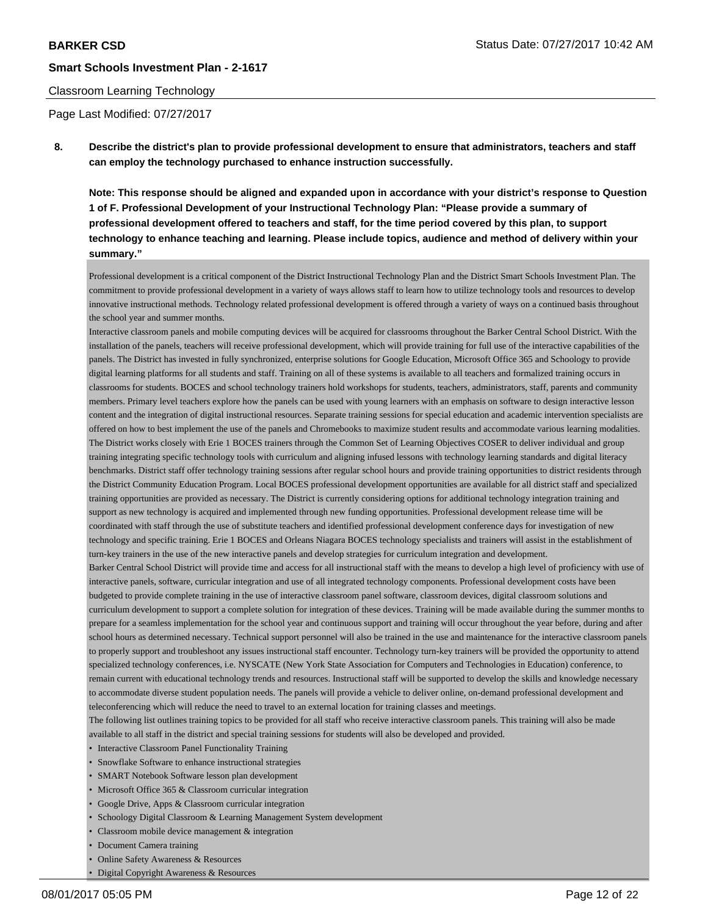Page Last Modified: 07/27/2017

**8. Describe the district's plan to provide professional development to ensure that administrators, teachers and staff can employ the technology purchased to enhance instruction successfully.**

**Note: This response should be aligned and expanded upon in accordance with your district's response to Question 1 of F. Professional Development of your Instructional Technology Plan: "Please provide a summary of professional development offered to teachers and staff, for the time period covered by this plan, to support technology to enhance teaching and learning. Please include topics, audience and method of delivery within your summary."**

Professional development is a critical component of the District Instructional Technology Plan and the District Smart Schools Investment Plan. The commitment to provide professional development in a variety of ways allows staff to learn how to utilize technology tools and resources to develop innovative instructional methods. Technology related professional development is offered through a variety of ways on a continued basis throughout the school year and summer months.

Interactive classroom panels and mobile computing devices will be acquired for classrooms throughout the Barker Central School District. With the installation of the panels, teachers will receive professional development, which will provide training for full use of the interactive capabilities of the panels. The District has invested in fully synchronized, enterprise solutions for Google Education, Microsoft Office 365 and Schoology to provide digital learning platforms for all students and staff. Training on all of these systems is available to all teachers and formalized training occurs in classrooms for students. BOCES and school technology trainers hold workshops for students, teachers, administrators, staff, parents and community members. Primary level teachers explore how the panels can be used with young learners with an emphasis on software to design interactive lesson content and the integration of digital instructional resources. Separate training sessions for special education and academic intervention specialists are offered on how to best implement the use of the panels and Chromebooks to maximize student results and accommodate various learning modalities. The District works closely with Erie 1 BOCES trainers through the Common Set of Learning Objectives COSER to deliver individual and group training integrating specific technology tools with curriculum and aligning infused lessons with technology learning standards and digital literacy benchmarks. District staff offer technology training sessions after regular school hours and provide training opportunities to district residents through the District Community Education Program. Local BOCES professional development opportunities are available for all district staff and specialized training opportunities are provided as necessary. The District is currently considering options for additional technology integration training and support as new technology is acquired and implemented through new funding opportunities. Professional development release time will be coordinated with staff through the use of substitute teachers and identified professional development conference days for investigation of new technology and specific training. Erie 1 BOCES and Orleans Niagara BOCES technology specialists and trainers will assist in the establishment of turn-key trainers in the use of the new interactive panels and develop strategies for curriculum integration and development.

Barker Central School District will provide time and access for all instructional staff with the means to develop a high level of proficiency with use of interactive panels, software, curricular integration and use of all integrated technology components. Professional development costs have been budgeted to provide complete training in the use of interactive classroom panel software, classroom devices, digital classroom solutions and curriculum development to support a complete solution for integration of these devices. Training will be made available during the summer months to prepare for a seamless implementation for the school year and continuous support and training will occur throughout the year before, during and after school hours as determined necessary. Technical support personnel will also be trained in the use and maintenance for the interactive classroom panels to properly support and troubleshoot any issues instructional staff encounter. Technology turn-key trainers will be provided the opportunity to attend specialized technology conferences, i.e. NYSCATE (New York State Association for Computers and Technologies in Education) conference, to remain current with educational technology trends and resources. Instructional staff will be supported to develop the skills and knowledge necessary to accommodate diverse student population needs. The panels will provide a vehicle to deliver online, on-demand professional development and teleconferencing which will reduce the need to travel to an external location for training classes and meetings.

The following list outlines training topics to be provided for all staff who receive interactive classroom panels. This training will also be made available to all staff in the district and special training sessions for students will also be developed and provided.

- Interactive Classroom Panel Functionality Training
- Snowflake Software to enhance instructional strategies
- SMART Notebook Software lesson plan development
- Microsoft Office 365 & Classroom curricular integration
- Google Drive, Apps & Classroom curricular integration
- Schoology Digital Classroom & Learning Management System development
- Classroom mobile device management & integration
- Document Camera training
- Online Safety Awareness & Resources
- Digital Copyright Awareness & Resources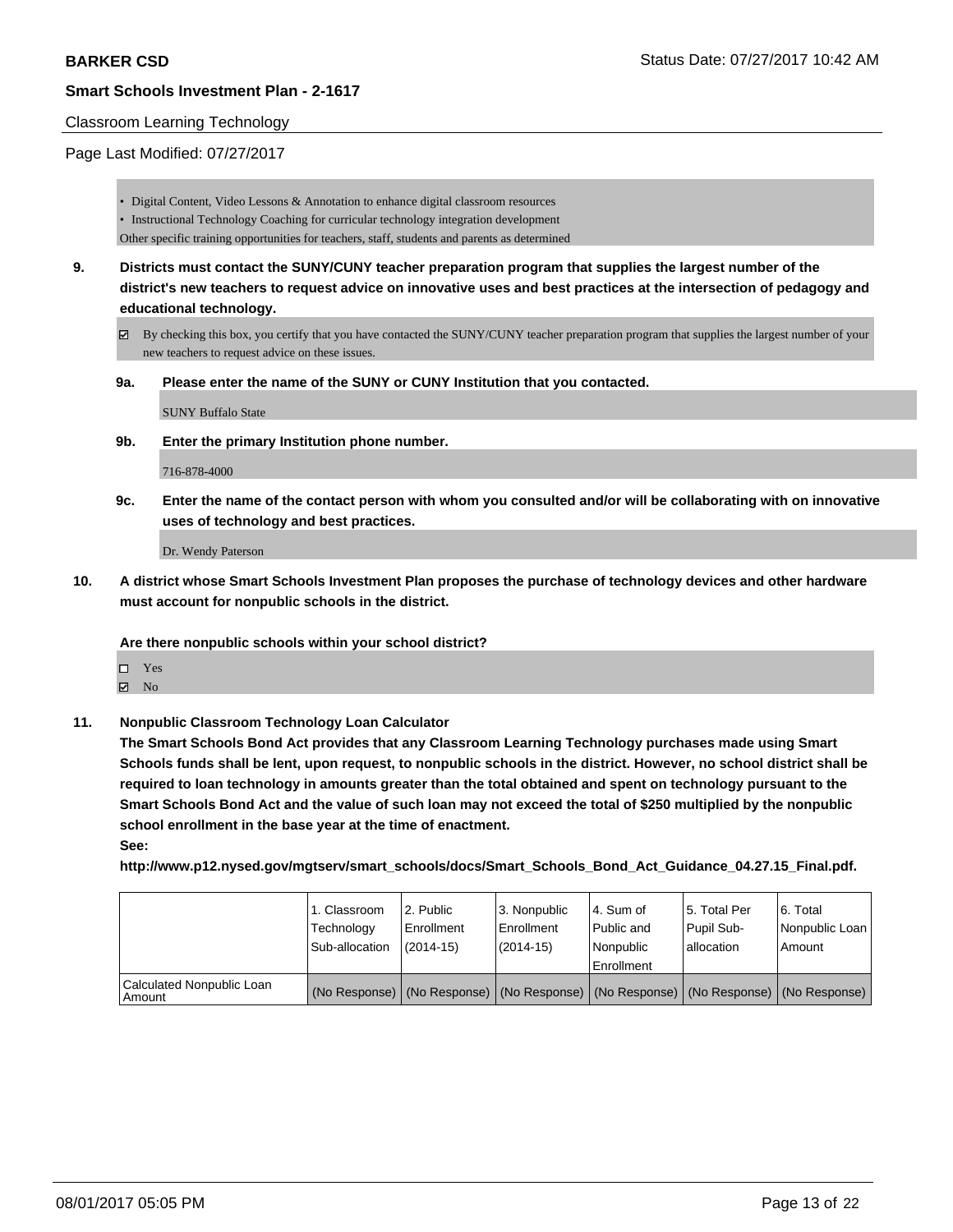Classroom Learning Technology

Page Last Modified: 07/27/2017

- Digital Content, Video Lessons & Annotation to enhance digital classroom resources
- Instructional Technology Coaching for curricular technology integration development

Other specific training opportunities for teachers, staff, students and parents as determined

**9. Districts must contact the SUNY/CUNY teacher preparation program that supplies the largest number of the district's new teachers to request advice on innovative uses and best practices at the intersection of pedagogy and educational technology.**

☑ By checking this box, you certify that you have contacted the SUNY/CUNY teacher preparation program that supplies the largest number of your new teachers to request advice on these issues.

**9a. Please enter the name of the SUNY or CUNY Institution that you contacted.**

SUNY Buffalo State

**9b. Enter the primary Institution phone number.**

716-878-4000

**9c. Enter the name of the contact person with whom you consulted and/or will be collaborating with on innovative uses of technology and best practices.**

Dr. Wendy Paterson

**10. A district whose Smart Schools Investment Plan proposes the purchase of technology devices and other hardware must account for nonpublic schools in the district.**

**Are there nonpublic schools within your school district?**

☐ Yes
☑ No

**11. Nonpublic Classroom Technology Loan Calculator**

**The Smart Schools Bond Act provides that any Classroom Learning Technology purchases made using Smart Schools funds shall be lent, upon request, to nonpublic schools in the district. However, no school district shall be required to loan technology in amounts greater than the total obtained and spent on technology pursuant to the Smart Schools Bond Act and the value of such loan may not exceed the total of $250 multiplied by the nonpublic school enrollment in the base year at the time of enactment.**

**See:**

**http://www.p12.nysed.gov/mgtserv/smart_schools/docs/Smart_Schools_Bond_Act_Guidance_04.27.15_Final.pdf.**

| | 1. Classroom Technology Sub-allocation | 2. Public Enrollment (2014-15) | 3. Nonpublic Enrollment (2014-15) | 4. Sum of Public and Nonpublic Enrollment | 5. Total Per Pupil Sub-allocation | 6. Total Nonpublic Loan Amount |
|---|---|---|---|---|---|---|
| Calculated Nonpublic Loan Amount | (No Response) | (No Response) | (No Response) | (No Response) | (No Response) | (No Response) |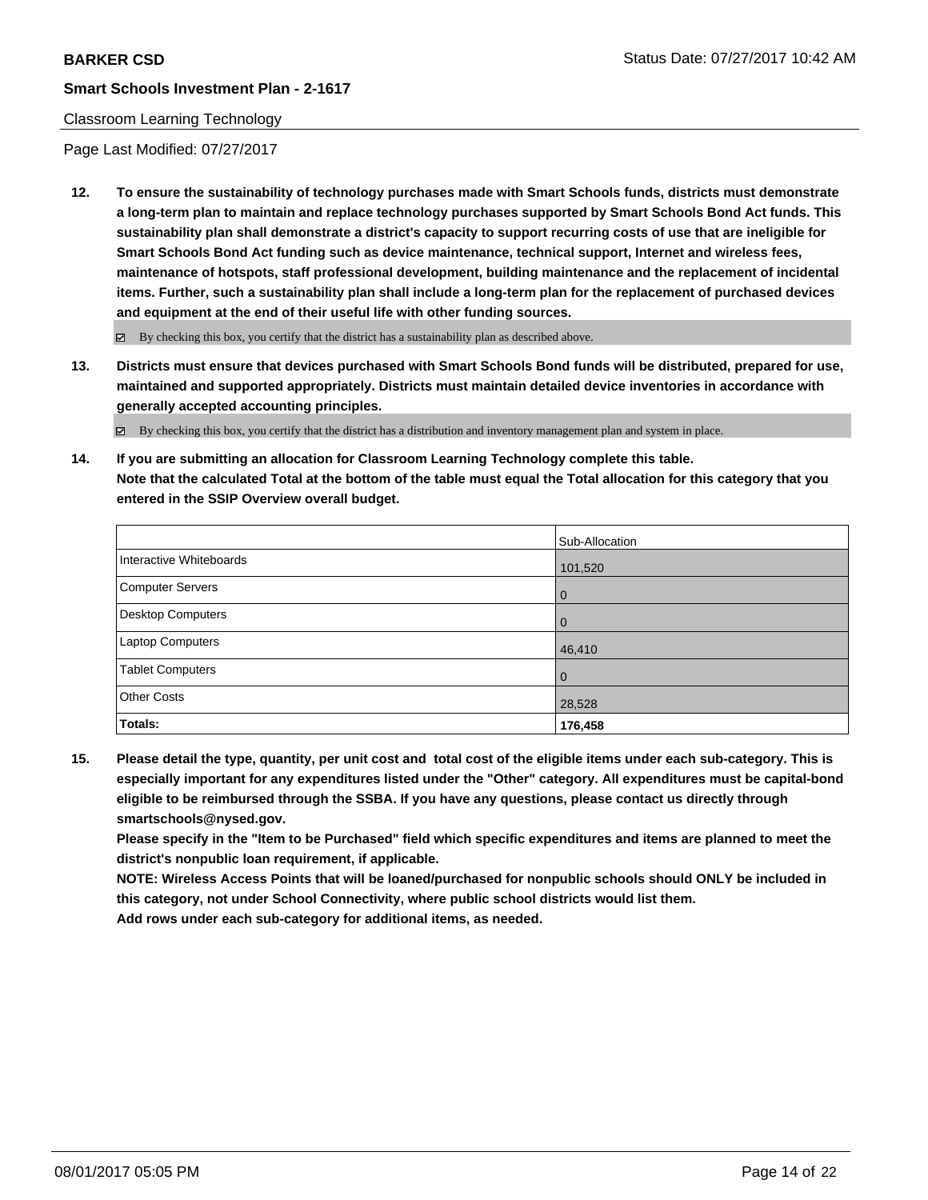Classroom Learning Technology

Page Last Modified: 07/27/2017

**12. To ensure the sustainability of technology purchases made with Smart Schools funds, districts must demonstrate a long-term plan to maintain and replace technology purchases supported by Smart Schools Bond Act funds. This sustainability plan shall demonstrate a district's capacity to support recurring costs of use that are ineligible for Smart Schools Bond Act funding such as device maintenance, technical support, Internet and wireless fees, maintenance of hotspots, staff professional development, building maintenance and the replacement of incidental items. Further, such a sustainability plan shall include a long-term plan for the replacement of purchased devices and equipment at the end of their useful life with other funding sources.**

☑ By checking this box, you certify that the district has a sustainability plan as described above.

**13. Districts must ensure that devices purchased with Smart Schools Bond funds will be distributed, prepared for use, maintained and supported appropriately. Districts must maintain detailed device inventories in accordance with generally accepted accounting principles.**

☑ By checking this box, you certify that the district has a distribution and inventory management plan and system in place.

**14. If you are submitting an allocation for Classroom Learning Technology complete this table. Note that the calculated Total at the bottom of the table must equal the Total allocation for this category that you entered in the SSIP Overview overall budget.**

| | Sub-Allocation |
|---|---|
| Interactive Whiteboards | 101,520 |
| Computer Servers | 0 |
| Desktop Computers | 0 |
| Laptop Computers | 46,410 |
| Tablet Computers | 0 |
| Other Costs | 28,528 |
| **Totals:** | **176,458** |

**15. Please detail the type, quantity, per unit cost and total cost of the eligible items under each sub-category. This is especially important for any expenditures listed under the "Other" category. All expenditures must be capital-bond eligible to be reimbursed through the SSBA. If you have any questions, please contact us directly through smartschools@nysed.gov.**
**Please specify in the "Item to be Purchased" field which specific expenditures and items are planned to meet the district's nonpublic loan requirement, if applicable.**
**NOTE: Wireless Access Points that will be loaned/purchased for nonpublic schools should ONLY be included in this category, not under School Connectivity, where public school districts would list them.**
**Add rows under each sub-category for additional items, as needed.**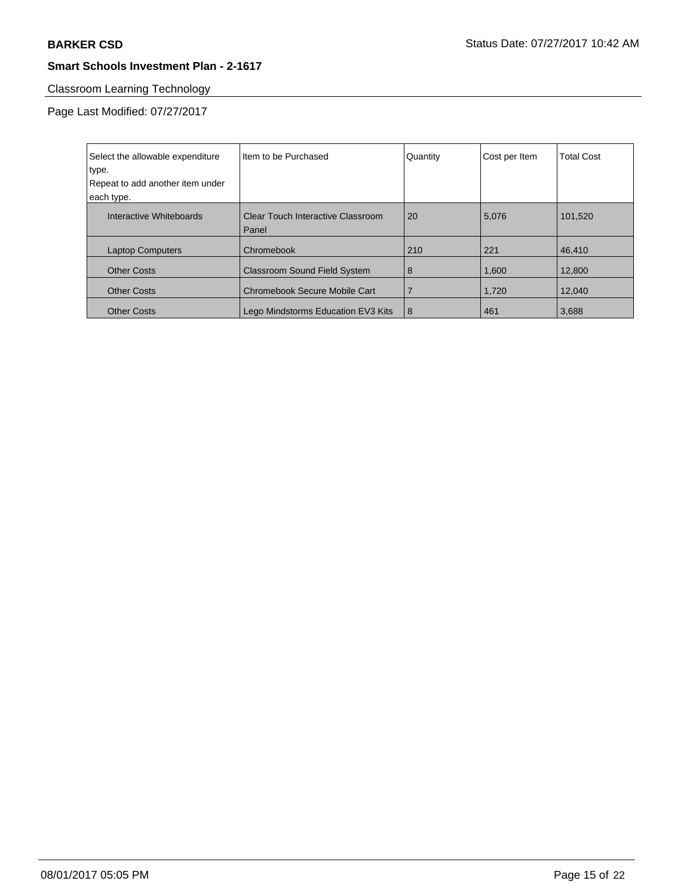**BARKER CSD**

Status Date: 07/27/2017 10:42 AM

**Smart Schools Investment Plan - 2-1617**

Classroom Learning Technology

Page Last Modified: 07/27/2017

| Select the allowable expenditure type. Repeat to add another item under each type. | Item to be Purchased | Quantity | Cost per Item | Total Cost |
|---|---|---|---|---|
| Interactive Whiteboards | Clear Touch Interactive Classroom Panel | 20 | 5,076 | 101,520 |
| Laptop Computers | Chromebook | 210 | 221 | 46,410 |
| Other Costs | Classroom Sound Field System | 8 | 1,600 | 12,800 |
| Other Costs | Chromebook Secure Mobile Cart | 7 | 1,720 | 12,040 |
| Other Costs | Lego Mindstorms Education EV3 Kits | 8 | 461 | 3,688 |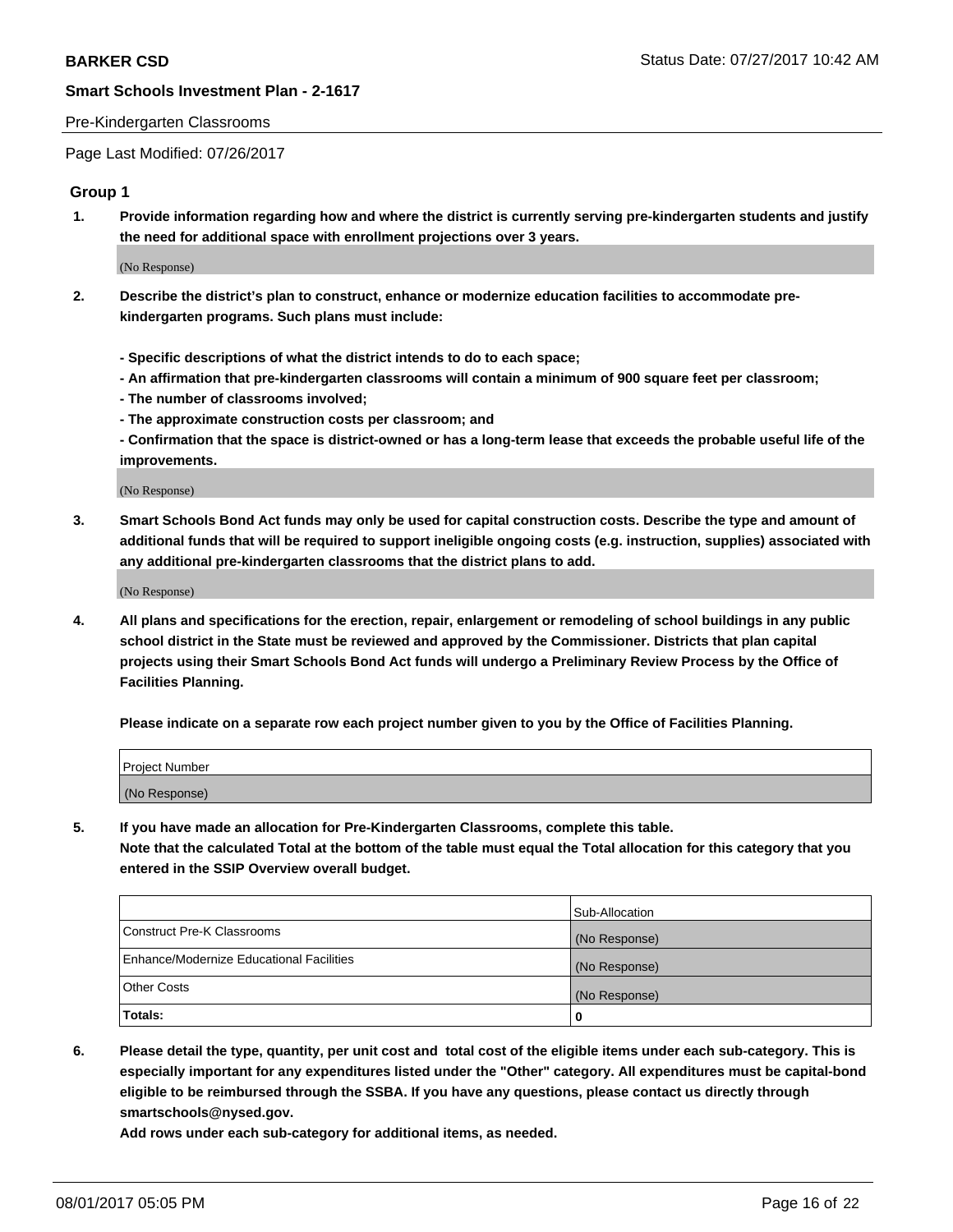Pre-Kindergarten Classrooms

Page Last Modified: 07/26/2017

## Group 1

**1. Provide information regarding how and where the district is currently serving pre-kindergarten students and justify the need for additional space with enrollment projections over 3 years.**

(No Response)

**2. Describe the district's plan to construct, enhance or modernize education facilities to accommodate pre-kindergarten programs. Such plans must include:**

**- Specific descriptions of what the district intends to do to each space;**
**- An affirmation that pre-kindergarten classrooms will contain a minimum of 900 square feet per classroom;**
**- The number of classrooms involved;**
**- The approximate construction costs per classroom; and**
**- Confirmation that the space is district-owned or has a long-term lease that exceeds the probable useful life of the improvements.**

(No Response)

**3. Smart Schools Bond Act funds may only be used for capital construction costs. Describe the type and amount of additional funds that will be required to support ineligible ongoing costs (e.g. instruction, supplies) associated with any additional pre-kindergarten classrooms that the district plans to add.**

(No Response)

**4. All plans and specifications for the erection, repair, enlargement or remodeling of school buildings in any public school district in the State must be reviewed and approved by the Commissioner. Districts that plan capital projects using their Smart Schools Bond Act funds will undergo a Preliminary Review Process by the Office of Facilities Planning.**

**Please indicate on a separate row each project number given to you by the Office of Facilities Planning.**

| Project Number |
|---|
| (No Response) |

**5. If you have made an allocation for Pre-Kindergarten Classrooms, complete this table.**
**Note that the calculated Total at the bottom of the table must equal the Total allocation for this category that you entered in the SSIP Overview overall budget.**

| | Sub-Allocation |
|---|---|
| Construct Pre-K Classrooms | (No Response) |
| Enhance/Modernize Educational Facilities | (No Response) |
| Other Costs | (No Response) |
| **Totals:** | **0** |

**6. Please detail the type, quantity, per unit cost and total cost of the eligible items under each sub-category. This is especially important for any expenditures listed under the "Other" category. All expenditures must be capital-bond eligible to be reimbursed through the SSBA. If you have any questions, please contact us directly through smartschools@nysed.gov.**
**Add rows under each sub-category for additional items, as needed.**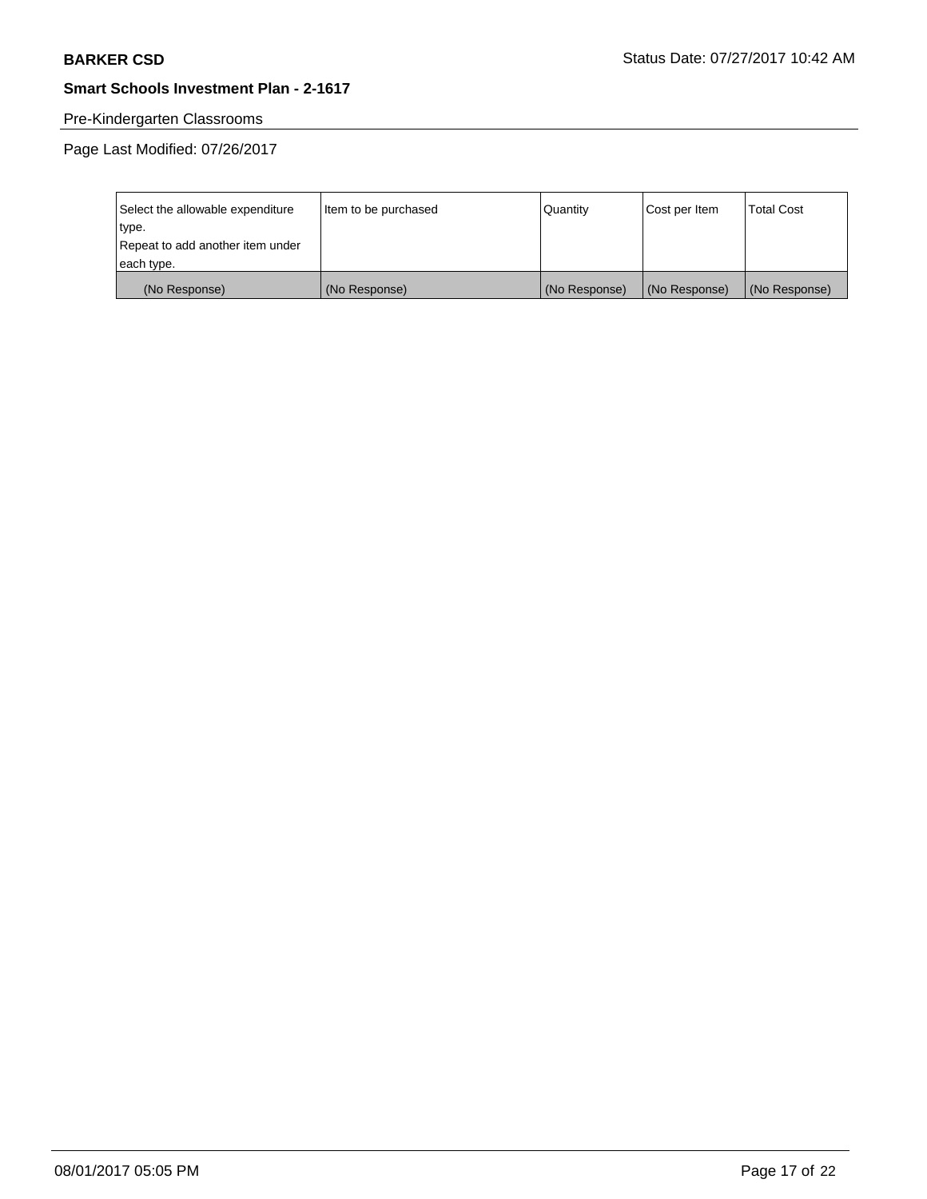Pre-Kindergarten Classrooms

Page Last Modified: 07/26/2017

| Select the allowable expenditure type. Repeat to add another item under each type. | Item to be purchased | Quantity | Cost per Item | Total Cost |
|---|---|---|---|---|
| (No Response) | (No Response) | (No Response) | (No Response) | (No Response) |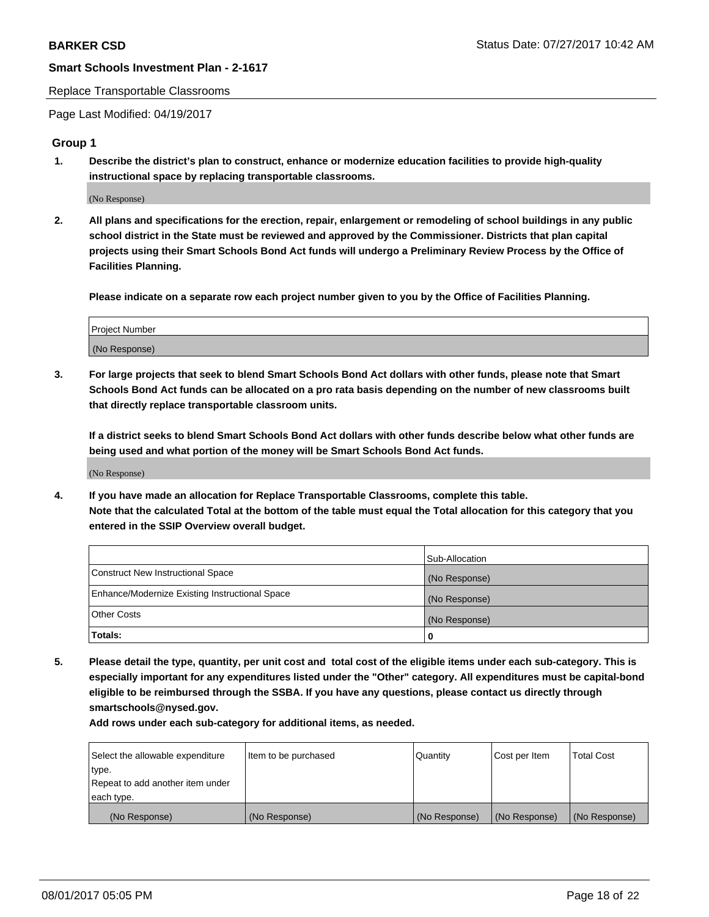Replace Transportable Classrooms

Page Last Modified: 04/19/2017

## Group 1

**1. Describe the district's plan to construct, enhance or modernize education facilities to provide high-quality instructional space by replacing transportable classrooms.**

(No Response)

**2. All plans and specifications for the erection, repair, enlargement or remodeling of school buildings in any public school district in the State must be reviewed and approved by the Commissioner. Districts that plan capital projects using their Smart Schools Bond Act funds will undergo a Preliminary Review Process by the Office of Facilities Planning.**

**Please indicate on a separate row each project number given to you by the Office of Facilities Planning.**

| Project Number |
|---|
| (No Response) |

**3. For large projects that seek to blend Smart Schools Bond Act dollars with other funds, please note that Smart Schools Bond Act funds can be allocated on a pro rata basis depending on the number of new classrooms built that directly replace transportable classroom units.**

**If a district seeks to blend Smart Schools Bond Act dollars with other funds describe below what other funds are being used and what portion of the money will be Smart Schools Bond Act funds.**

(No Response)

**4. If you have made an allocation for Replace Transportable Classrooms, complete this table. Note that the calculated Total at the bottom of the table must equal the Total allocation for this category that you entered in the SSIP Overview overall budget.**

| | Sub-Allocation |
|---|---|
| Construct New Instructional Space | (No Response) |
| Enhance/Modernize Existing Instructional Space | (No Response) |
| Other Costs | (No Response) |
| **Totals:** | **0** |

**5. Please detail the type, quantity, per unit cost and total cost of the eligible items under each sub-category. This is especially important for any expenditures listed under the "Other" category. All expenditures must be capital-bond eligible to be reimbursed through the SSBA. If you have any questions, please contact us directly through smartschools@nysed.gov.**

**Add rows under each sub-category for additional items, as needed.**

| Select the allowable expenditure type. Repeat to add another item under each type. | Item to be purchased | Quantity | Cost per Item | Total Cost |
|---|---|---|---|---|
| (No Response) | (No Response) | (No Response) | (No Response) | (No Response) |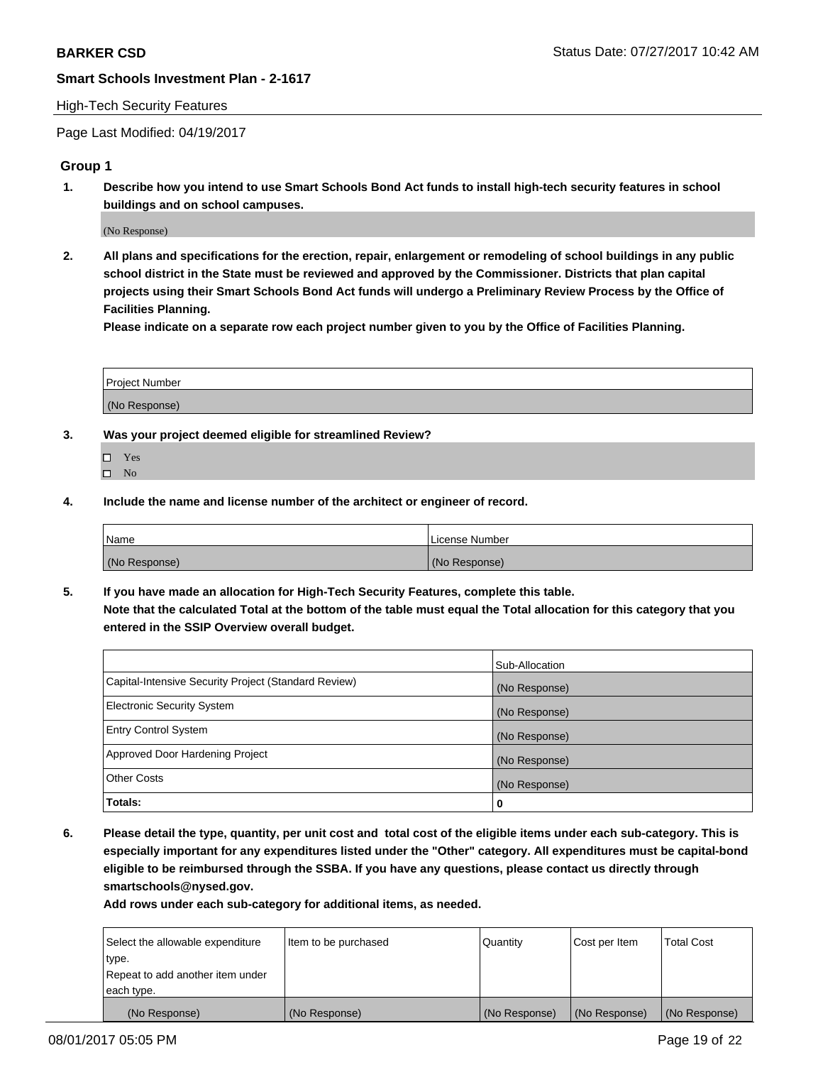## High-Tech Security Features

Page Last Modified: 04/19/2017

### Group 1

1. **Describe how you intend to use Smart Schools Bond Act funds to install high-tech security features in school buildings and on school campuses.**

   (No Response)

2. **All plans and specifications for the erection, repair, enlargement or remodeling of school buildings in any public school district in the State must be reviewed and approved by the Commissioner. Districts that plan capital projects using their Smart Schools Bond Act funds will undergo a Preliminary Review Process by the Office of Facilities Planning.**
   **Please indicate on a separate row each project number given to you by the Office of Facilities Planning.**

| Project Number |
| --- |
| (No Response) |

3. **Was your project deemed eligible for streamlined Review?**

   - ☐ Yes
   - ☐ No

4. **Include the name and license number of the architect or engineer of record.**

| Name | License Number |
| --- | --- |
| (No Response) | (No Response) |

5. **If you have made an allocation for High-Tech Security Features, complete this table.**
   **Note that the calculated Total at the bottom of the table must equal the Total allocation for this category that you entered in the SSIP Overview overall budget.**

| | Sub-Allocation |
| --- | --- |
| Capital-Intensive Security Project (Standard Review) | (No Response) |
| Electronic Security System | (No Response) |
| Entry Control System | (No Response) |
| Approved Door Hardening Project | (No Response) |
| Other Costs | (No Response) |
| **Totals:** | **0** |

6. **Please detail the type, quantity, per unit cost and total cost of the eligible items under each sub-category. This is especially important for any expenditures listed under the "Other" category. All expenditures must be capital-bond eligible to be reimbursed through the SSBA. If you have any questions, please contact us directly through smartschools@nysed.gov.**
   **Add rows under each sub-category for additional items, as needed.**

| Select the allowable expenditure type. Repeat to add another item under each type. | Item to be purchased | Quantity | Cost per Item | Total Cost |
| --- | --- | --- | --- | --- |
| (No Response) | (No Response) | (No Response) | (No Response) | (No Response) |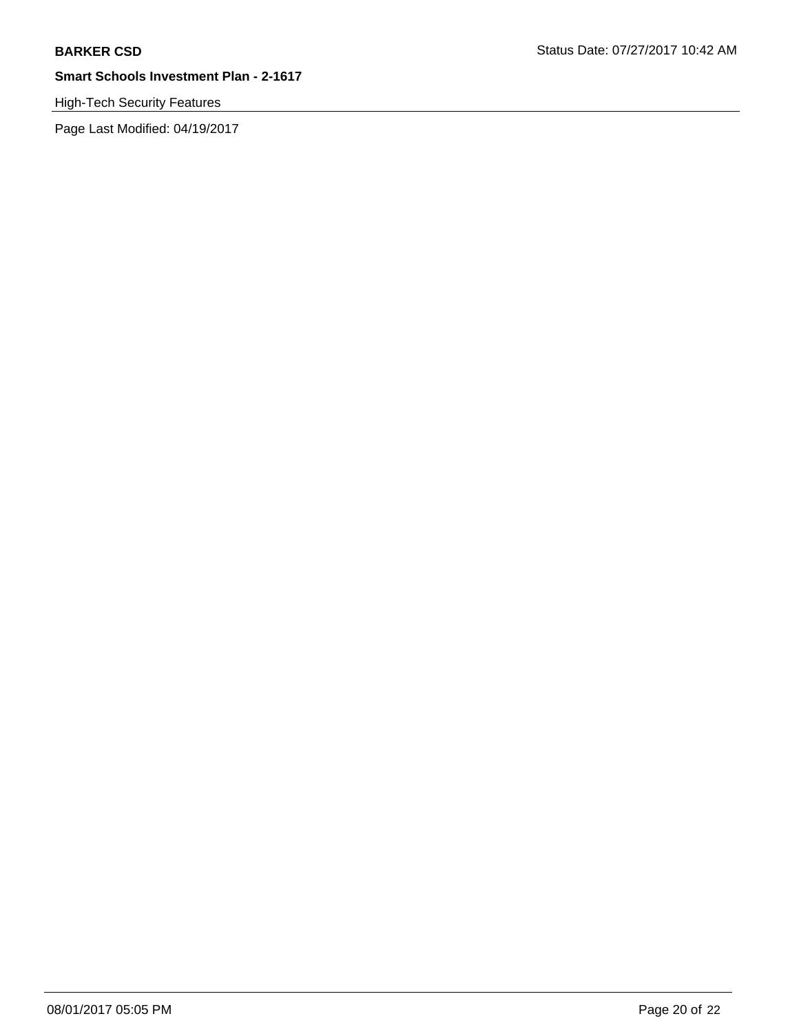High-Tech Security Features

Page Last Modified: 04/19/2017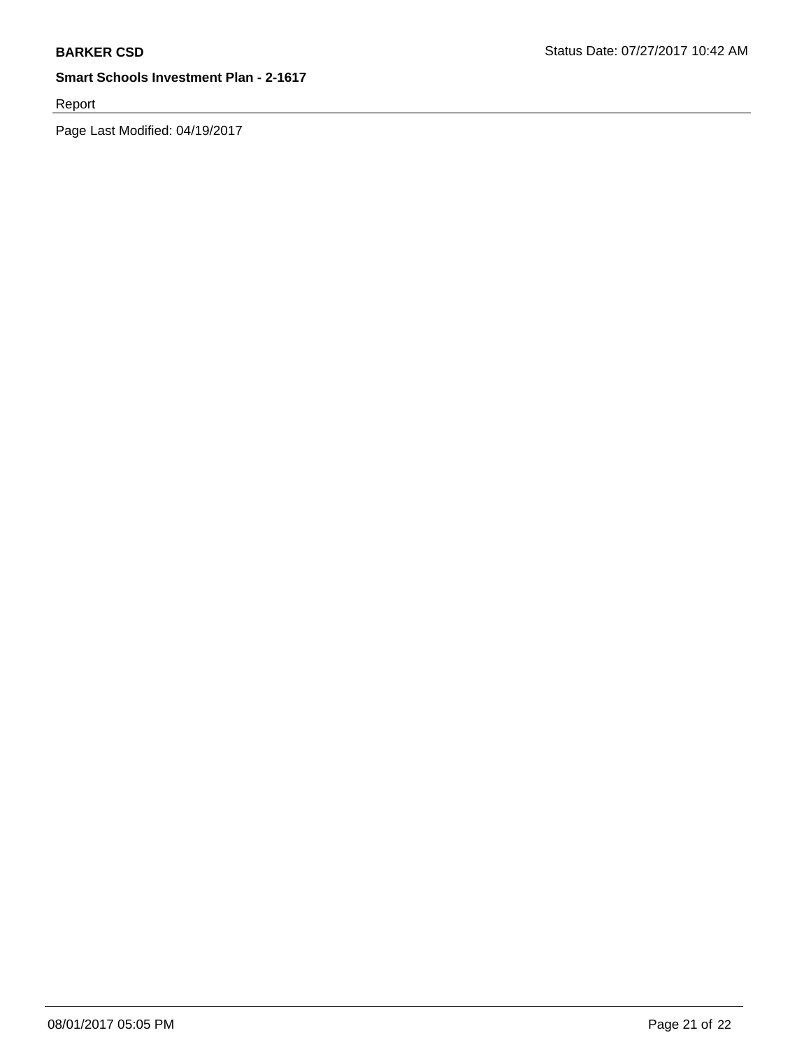Report

Page Last Modified: 04/19/2017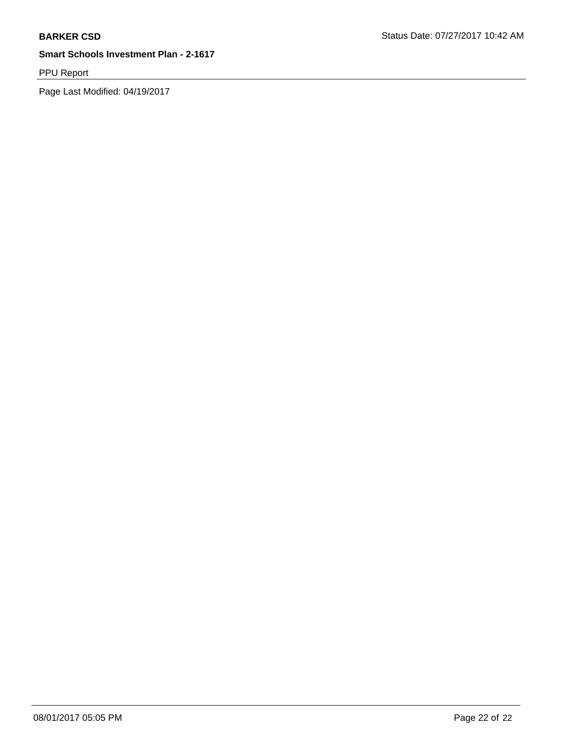Page Last Modified: 04/19/2017